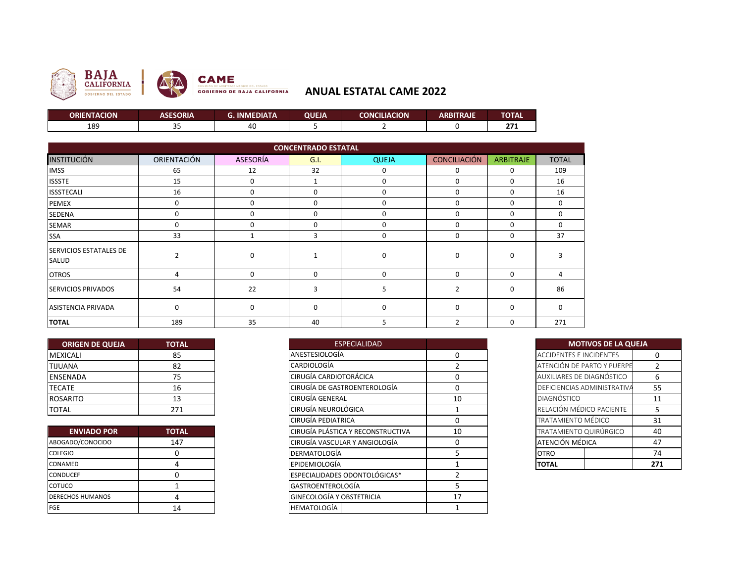BAJA CALIFORNIA GOBIERNO DEL ESTADO | CAME COMISIÓN DE ARBITRAJE MÉDICO DEL ESTADO GOBIERNO DE BAJA CALIFORNIA

# ANUAL ESTATAL CAME 2022

| ORIENTACION | ASESORIA | G. INMEDIATA | QUEJA | CONCILIACION | ARBITRAJE | TOTAL |
|---|---|---|---|---|---|---|
| 189 | 35 | 40 | 5 | 2 | 0 | **271** |

| CONCENTRADO ESTATAL | | | | | | | |
|---|---|---|---|---|---|---|---|
| INSTITUCIÓN | ORIENTACIÓN | ASESORÍA | G.I. | QUEJA | CONCILIACIÓN | ARBITRAJE | TOTAL |
| IMSS | 65 | 12 | 32 | 0 | 0 | 0 | 109 |
| ISSSTE | 15 | 0 | 1 | 0 | 0 | 0 | 16 |
| ISSSTECALI | 16 | 0 | 0 | 0 | 0 | 0 | 16 |
| PEMEX | 0 | 0 | 0 | 0 | 0 | 0 | 0 |
| SEDENA | 0 | 0 | 0 | 0 | 0 | 0 | 0 |
| SEMAR | 0 | 0 | 0 | 0 | 0 | 0 | 0 |
| SSA | 33 | 1 | 3 | 0 | 0 | 0 | 37 |
| SERVICIOS ESTATALES DE SALUD | 2 | 0 | 1 | 0 | 0 | 0 | 3 |
| OTROS | 4 | 0 | 0 | 0 | 0 | 0 | 4 |
| SERVICIOS PRIVADOS | 54 | 22 | 3 | 5 | 2 | 0 | 86 |
| ASISTENCIA PRIVADA | 0 | 0 | 0 | 0 | 0 | 0 | 0 |
| **TOTAL** | 189 | 35 | 40 | 5 | 2 | 0 | 271 |

| ORIGEN DE QUEJA | TOTAL |
|---|---|
| MEXICALI | 85 |
| TIJUANA | 82 |
| ENSENADA | 75 |
| TECATE | 16 |
| ROSARITO | 13 |
| TOTAL | 271 |

| ENVIADO POR | TOTAL |
|---|---|
| ABOGADO/CONOCIDO | 147 |
| COLEGIO | 0 |
| CONAMED | 4 |
| CONDUCEF | 0 |
| COTUCO | 1 |
| DERECHOS HUMANOS | 4 |
| FGE | 14 |

| ESPECIALIDAD | |
|---|---|
| ANESTESIOLOGÍA | 0 |
| CARDIOLOGÍA | 2 |
| CIRUGÍA CARDIOTORÁCICA | 0 |
| CIRUGÍA DE GASTROENTEROLOGÍA | 0 |
| CIRUGÍA GENERAL | 10 |
| CIRUGÍA NEUROLÓGICA | 1 |
| CIRUGÍA PEDIATRICA | 0 |
| CIRUGÍA PLÁSTICA Y RECONSTRUCTIVA | 10 |
| CIRUGÍA VASCULAR Y ANGIOLOGÍA | 0 |
| DERMATOLOGÍA | 5 |
| EPIDEMIOLOGÍA | 1 |
| ESPECIALIDADES ODONTOLÓGICAS* | 2 |
| GASTROENTEROLOGÍA | 5 |
| GINECOLOGÍA Y OBSTETRICIA | 17 |
| HEMATOLOGÍA | 1 |

| MOTIVOS DE LA QUEJA | |
|---|---|
| ACCIDENTES E INCIDENTES | 0 |
| ATENCIÓN DE PARTO Y PUERPE | 2 |
| AUXILIARES DE DIAGNÓSTICO | 6 |
| DEFICIENCIAS ADMINISTRATIVA | 55 |
| DIAGNÓSTICO | 11 |
| RELACIÓN MÉDICO PACIENTE | 5 |
| TRATAMIENTO MÉDICO | 31 |
| TRATAMIENTO QUIRÚRGICO | 40 |
| ATENCIÓN MÉDICA | 47 |
| OTRO | 74 |
| **TOTAL** | **271** |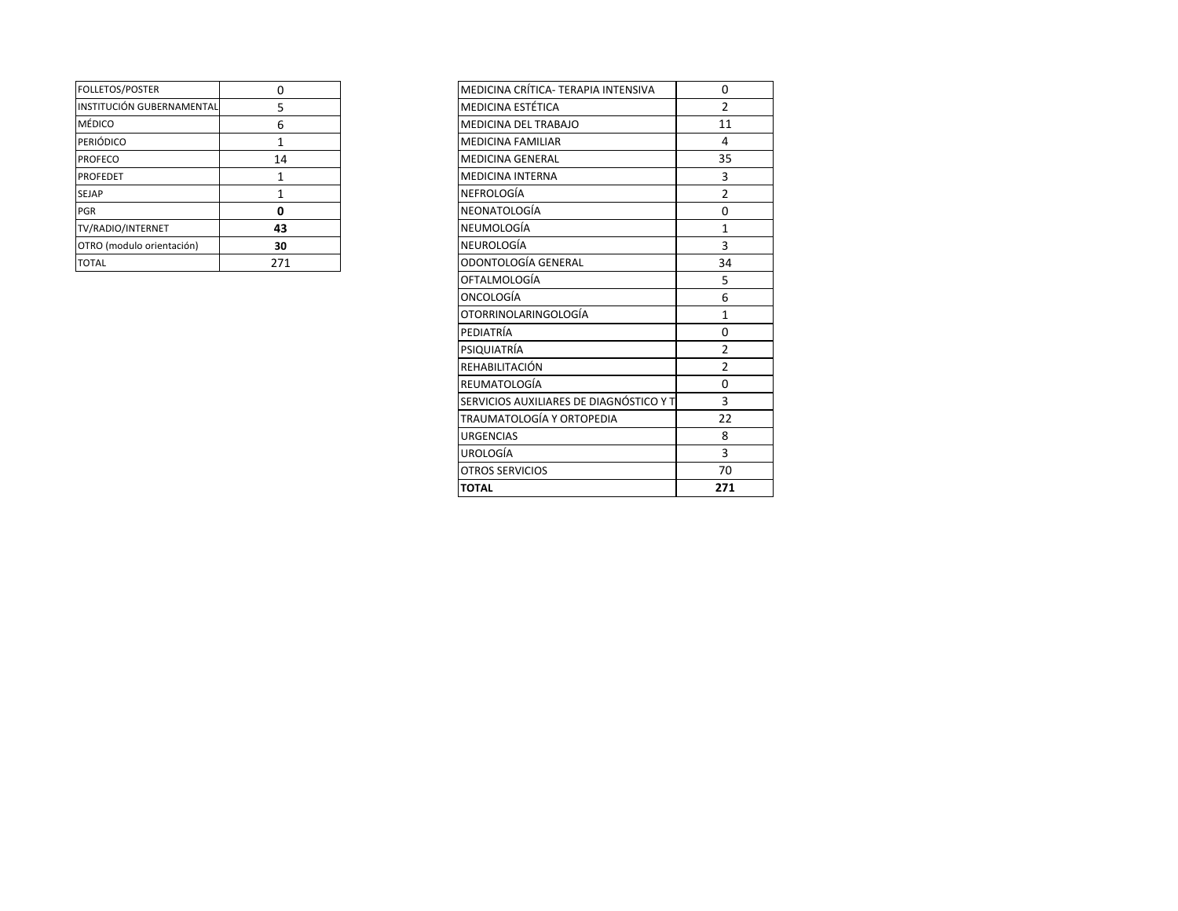| FOLLETOS/POSTER | 0 |
|---|---|
| INSTITUCIÓN GUBERNAMENTAL | 5 |
| MÉDICO | 6 |
| PERIÓDICO | 1 |
| PROFECO | 14 |
| PROFEDET | 1 |
| SEJAP | 1 |
| PGR | **0** |
| TV/RADIO/INTERNET | **43** |
| OTRO (modulo orientación) | **30** |
| TOTAL | 271 |

| MEDICINA CRÍTICA- TERAPIA INTENSIVA | 0 |
|---|---|
| MEDICINA ESTÉTICA | 2 |
| MEDICINA DEL TRABAJO | 11 |
| MEDICINA FAMILIAR | 4 |
| MEDICINA GENERAL | 35 |
| MEDICINA INTERNA | 3 |
| NEFROLOGÍA | 2 |
| NEONATOLOGÍA | 0 |
| NEUMOLOGÍA | 1 |
| NEUROLOGÍA | 3 |
| ODONTOLOGÍA GENERAL | 34 |
| OFTALMOLOGÍA | 5 |
| ONCOLOGÍA | 6 |
| OTORRINOLARINGOLOGÍA | 1 |
| PEDIATRÍA | 0 |
| PSIQUIATRÍA | 2 |
| REHABILITACIÓN | 2 |
| REUMATOLOGÍA | 0 |
| SERVICIOS AUXILIARES DE DIAGNÓSTICO Y T | 3 |
| TRAUMATOLOGÍA Y ORTOPEDIA | 22 |
| URGENCIAS | 8 |
| UROLOGÍA | 3 |
| OTROS SERVICIOS | 70 |
| **TOTAL** | **271** |